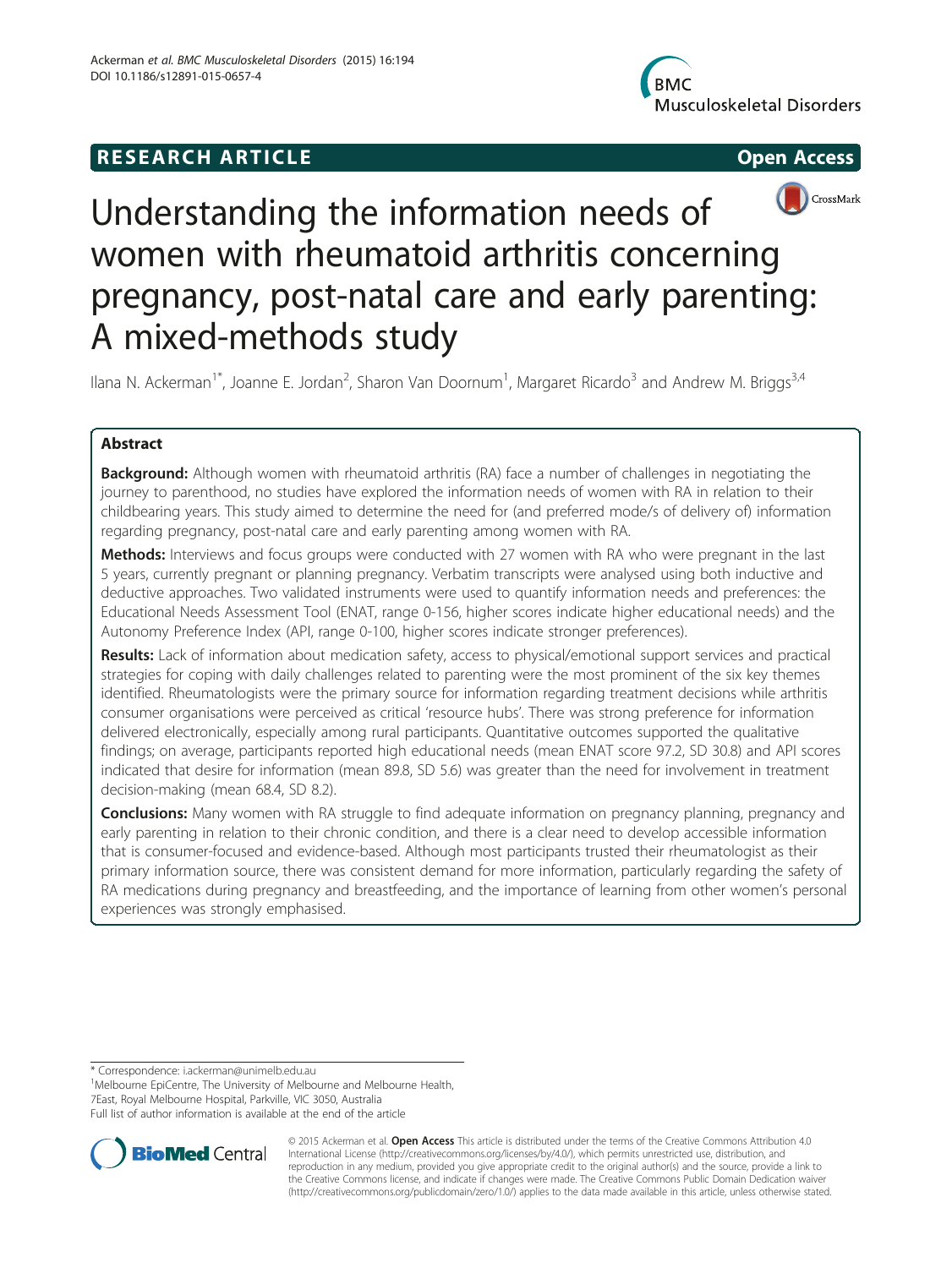RESEARCH ARTICLE Open Access

# Understanding the information needs of women with rheumatoid arthritis concerning pregnancy, post-natal care and early parenting: A mixed-methods study

Ilana N. Ackerman[1*], Joanne E. Jordan[2], Sharon Van Doornum[1], Margaret Ricardo[3] and Andrew M. Briggs[3,4]

## Abstract

**Background:** Although women with rheumatoid arthritis (RA) face a number of challenges in negotiating the journey to parenthood, no studies have explored the information needs of women with RA in relation to their childbearing years. This study aimed to determine the need for (and preferred mode/s of delivery of) information regarding pregnancy, post-natal care and early parenting among women with RA.

**Methods:** Interviews and focus groups were conducted with 27 women with RA who were pregnant in the last 5 years, currently pregnant or planning pregnancy. Verbatim transcripts were analysed using both inductive and deductive approaches. Two validated instruments were used to quantify information needs and preferences: the Educational Needs Assessment Tool (ENAT, range 0-156, higher scores indicate higher educational needs) and the Autonomy Preference Index (API, range 0-100, higher scores indicate stronger preferences).

**Results:** Lack of information about medication safety, access to physical/emotional support services and practical strategies for coping with daily challenges related to parenting were the most prominent of the six key themes identified. Rheumatologists were the primary source for information regarding treatment decisions while arthritis consumer organisations were perceived as critical 'resource hubs'. There was strong preference for information delivered electronically, especially among rural participants. Quantitative outcomes supported the qualitative findings; on average, participants reported high educational needs (mean ENAT score 97.2, SD 30.8) and API scores indicated that desire for information (mean 89.8, SD 5.6) was greater than the need for involvement in treatment decision-making (mean 68.4, SD 8.2).

**Conclusions:** Many women with RA struggle to find adequate information on pregnancy planning, pregnancy and early parenting in relation to their chronic condition, and there is a clear need to develop accessible information that is consumer-focused and evidence-based. Although most participants trusted their rheumatologist as their primary information source, there was consistent demand for more information, particularly regarding the safety of RA medications during pregnancy and breastfeeding, and the importance of learning from other women's personal experiences was strongly emphasised.

\* Correspondence: i.ackerman@unimelb.edu.au
[1]Melbourne EpiCentre, The University of Melbourne and Melbourne Health, 7East, Royal Melbourne Hospital, Parkville, VIC 3050, Australia
Full list of author information is available at the end of the article

© 2015 Ackerman et al. **Open Access** This article is distributed under the terms of the Creative Commons Attribution 4.0 International License (http://creativecommons.org/licenses/by/4.0/), which permits unrestricted use, distribution, and reproduction in any medium, provided you give appropriate credit to the original author(s) and the source, provide a link to the Creative Commons license, and indicate if changes were made. The Creative Commons Public Domain Dedication waiver (http://creativecommons.org/publicdomain/zero/1.0/) applies to the data made available in this article, unless otherwise stated.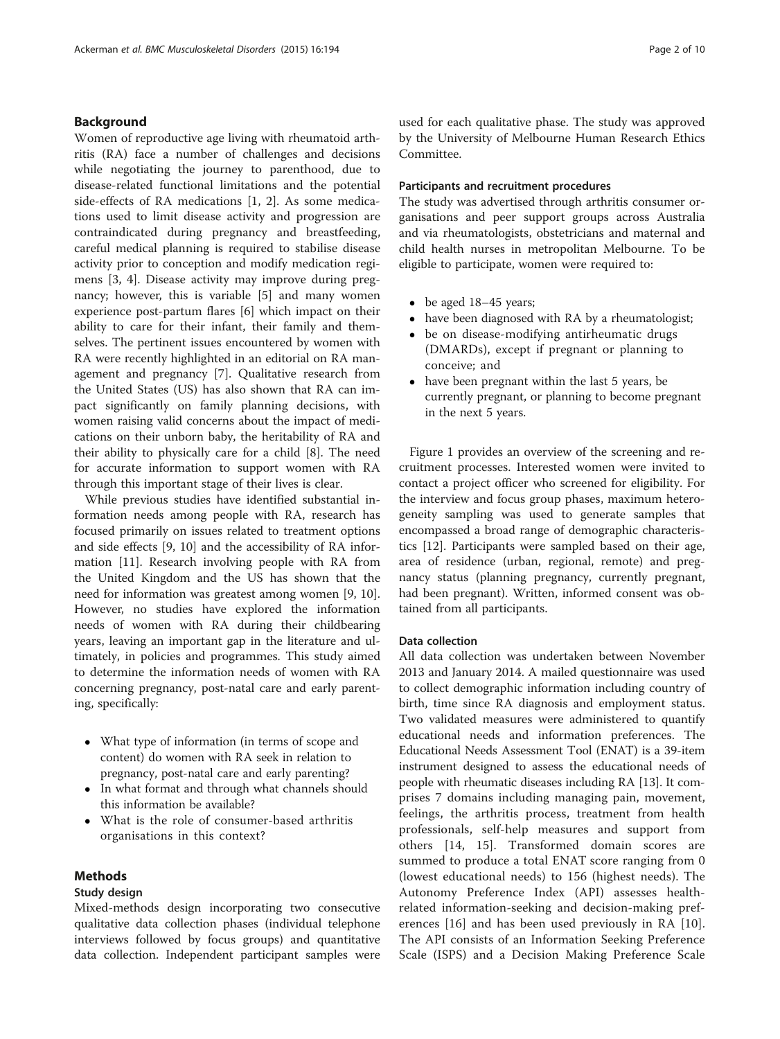## Background

Women of reproductive age living with rheumatoid arthritis (RA) face a number of challenges and decisions while negotiating the journey to parenthood, due to disease-related functional limitations and the potential side-effects of RA medications [1, 2]. As some medications used to limit disease activity and progression are contraindicated during pregnancy and breastfeeding, careful medical planning is required to stabilise disease activity prior to conception and modify medication regimens [3, 4]. Disease activity may improve during pregnancy; however, this is variable [5] and many women experience post-partum flares [6] which impact on their ability to care for their infant, their family and themselves. The pertinent issues encountered by women with RA were recently highlighted in an editorial on RA management and pregnancy [7]. Qualitative research from the United States (US) has also shown that RA can impact significantly on family planning decisions, with women raising valid concerns about the impact of medications on their unborn baby, the heritability of RA and their ability to physically care for a child [8]. The need for accurate information to support women with RA through this important stage of their lives is clear.

While previous studies have identified substantial information needs among people with RA, research has focused primarily on issues related to treatment options and side effects [9, 10] and the accessibility of RA information [11]. Research involving people with RA from the United Kingdom and the US has shown that the need for information was greatest among women [9, 10]. However, no studies have explored the information needs of women with RA during their childbearing years, leaving an important gap in the literature and ultimately, in policies and programmes. This study aimed to determine the information needs of women with RA concerning pregnancy, post-natal care and early parenting, specifically:

- What type of information (in terms of scope and content) do women with RA seek in relation to pregnancy, post-natal care and early parenting?
- In what format and through what channels should this information be available?
- What is the role of consumer-based arthritis organisations in this context?

## Methods

### Study design

Mixed-methods design incorporating two consecutive qualitative data collection phases (individual telephone interviews followed by focus groups) and quantitative data collection. Independent participant samples were used for each qualitative phase. The study was approved by the University of Melbourne Human Research Ethics Committee.

### Participants and recruitment procedures

The study was advertised through arthritis consumer organisations and peer support groups across Australia and via rheumatologists, obstetricians and maternal and child health nurses in metropolitan Melbourne. To be eligible to participate, women were required to:

- be aged 18–45 years;
- have been diagnosed with RA by a rheumatologist;
- be on disease-modifying antirheumatic drugs (DMARDs), except if pregnant or planning to conceive; and
- have been pregnant within the last 5 years, be currently pregnant, or planning to become pregnant in the next 5 years.

Figure 1 provides an overview of the screening and recruitment processes. Interested women were invited to contact a project officer who screened for eligibility. For the interview and focus group phases, maximum heterogeneity sampling was used to generate samples that encompassed a broad range of demographic characteristics [12]. Participants were sampled based on their age, area of residence (urban, regional, remote) and pregnancy status (planning pregnancy, currently pregnant, had been pregnant). Written, informed consent was obtained from all participants.

### Data collection

All data collection was undertaken between November 2013 and January 2014. A mailed questionnaire was used to collect demographic information including country of birth, time since RA diagnosis and employment status. Two validated measures were administered to quantify educational needs and information preferences. The Educational Needs Assessment Tool (ENAT) is a 39-item instrument designed to assess the educational needs of people with rheumatic diseases including RA [13]. It comprises 7 domains including managing pain, movement, feelings, the arthritis process, treatment from health professionals, self-help measures and support from others [14, 15]. Transformed domain scores are summed to produce a total ENAT score ranging from 0 (lowest educational needs) to 156 (highest needs). The Autonomy Preference Index (API) assesses health-related information-seeking and decision-making preferences [16] and has been used previously in RA [10]. The API consists of an Information Seeking Preference Scale (ISPS) and a Decision Making Preference Scale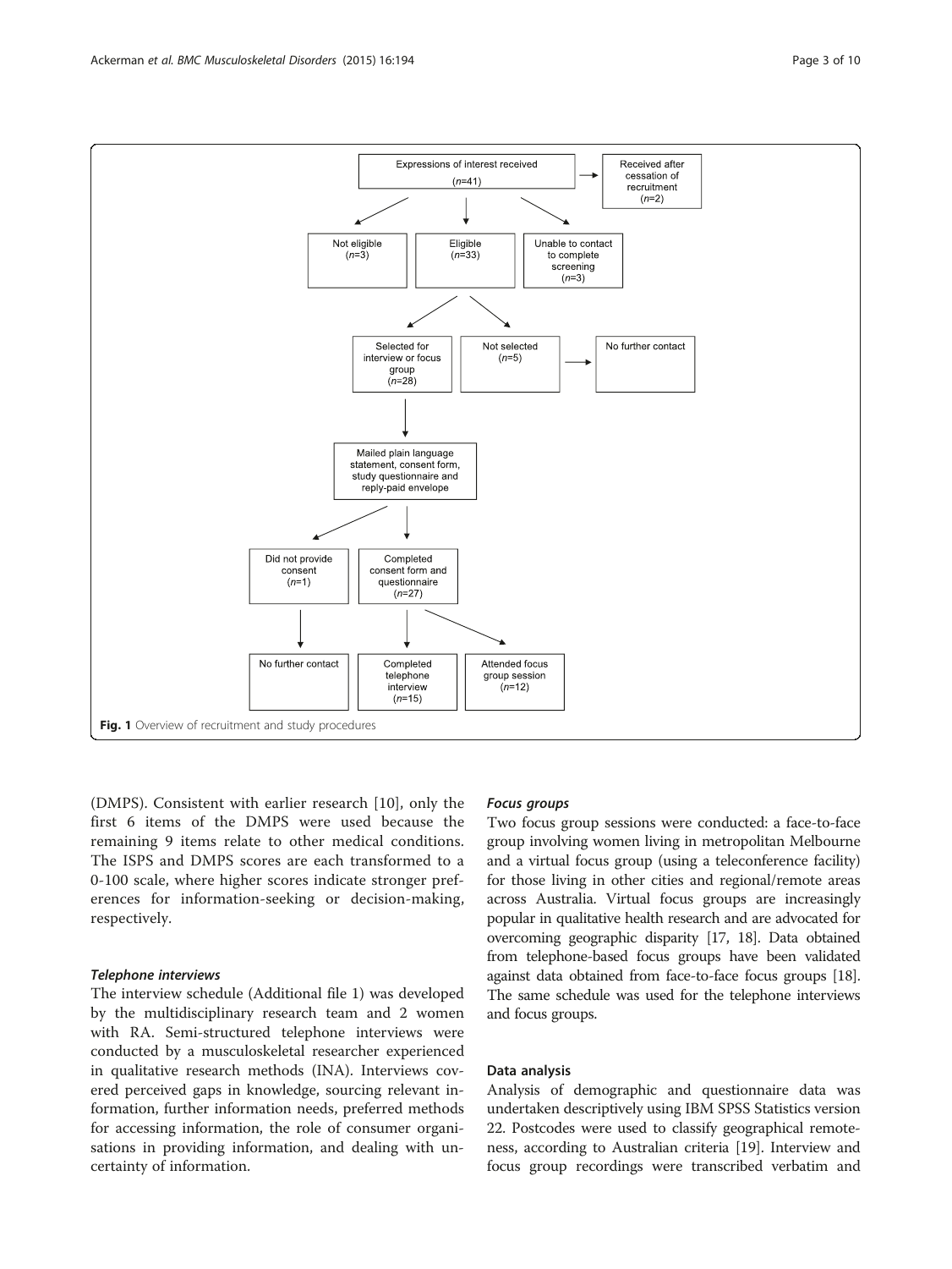Fig. 1 Overview of recruitment and study procedures

(DMPS). Consistent with earlier research [10], only the first 6 items of the DMPS were used because the remaining 9 items relate to other medical conditions. The ISPS and DMPS scores are each transformed to a 0-100 scale, where higher scores indicate stronger preferences for information-seeking or decision-making, respectively.

#### *Telephone interviews*

The interview schedule (Additional file 1) was developed by the multidisciplinary research team and 2 women with RA. Semi-structured telephone interviews were conducted by a musculoskeletal researcher experienced in qualitative research methods (INA). Interviews covered perceived gaps in knowledge, sourcing relevant information, further information needs, preferred methods for accessing information, the role of consumer organisations in providing information, and dealing with uncertainty of information.

#### *Focus groups*

Two focus group sessions were conducted: a face-to-face group involving women living in metropolitan Melbourne and a virtual focus group (using a teleconference facility) for those living in other cities and regional/remote areas across Australia. Virtual focus groups are increasingly popular in qualitative health research and are advocated for overcoming geographic disparity [17, 18]. Data obtained from telephone-based focus groups have been validated against data obtained from face-to-face focus groups [18]. The same schedule was used for the telephone interviews and focus groups.

### Data analysis

Analysis of demographic and questionnaire data was undertaken descriptively using IBM SPSS Statistics version 22. Postcodes were used to classify geographical remoteness, according to Australian criteria [19]. Interview and focus group recordings were transcribed verbatim and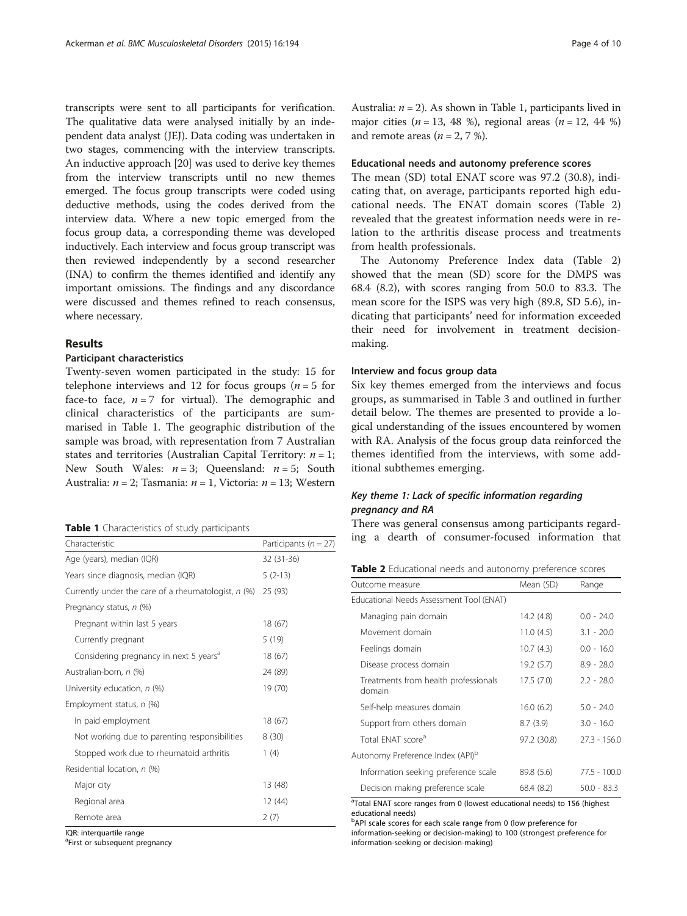transcripts were sent to all participants for verification. The qualitative data were analysed initially by an independent data analyst (JEJ). Data coding was undertaken in two stages, commencing with the interview transcripts. An inductive approach [20] was used to derive key themes from the interview transcripts until no new themes emerged. The focus group transcripts were coded using deductive methods, using the codes derived from the interview data. Where a new topic emerged from the focus group data, a corresponding theme was developed inductively. Each interview and focus group transcript was then reviewed independently by a second researcher (INA) to confirm the themes identified and identify any important omissions. The findings and any discordance were discussed and themes refined to reach consensus, where necessary.

## Results

### Participant characteristics

Twenty-seven women participated in the study: 15 for telephone interviews and 12 for focus groups ($n = 5$ for face-to face, $n = 7$ for virtual). The demographic and clinical characteristics of the participants are summarised in Table 1. The geographic distribution of the sample was broad, with representation from 7 Australian states and territories (Australian Capital Territory: $n = 1$; New South Wales: $n = 3$; Queensland: $n = 5$; South Australia: $n = 2$; Tasmania: $n = 1$, Victoria: $n = 13$; Western Australia: $n = 2$). As shown in Table 1, participants lived in major cities ($n = 13$, 48 %), regional areas ($n = 12$, 44 %) and remote areas ($n = 2$, 7 %).

**Table 1** Characteristics of study participants

| Characteristic | Participants ($n = 27$) |
|---|---|
| Age (years), median (IQR) | 32 (31-36) |
| Years since diagnosis, median (IQR) | 5 (2-13) |
| Currently under the care of a rheumatologist, *n* (%) | 25 (93) |
| Pregnancy status, *n* (%) | |
| Pregnant within last 5 years | 18 (67) |
| Currently pregnant | 5 (19) |
| Considering pregnancy in next 5 years[a] | 18 (67) |
| Australian-born, *n* (%) | 24 (89) |
| University education, *n* (%) | 19 (70) |
| Employment status, *n* (%) | |
| In paid employment | 18 (67) |
| Not working due to parenting responsibilities | 8 (30) |
| Stopped work due to rheumatoid arthritis | 1 (4) |
| Residential location, *n* (%) | |
| Major city | 13 (48) |
| Regional area | 12 (44) |
| Remote area | 2 (7) |

IQR: interquartile range
[a]First or subsequent pregnancy

### Educational needs and autonomy preference scores

The mean (SD) total ENAT score was 97.2 (30.8), indicating that, on average, participants reported high educational needs. The ENAT domain scores (Table 2) revealed that the greatest information needs were in relation to the arthritis disease process and treatments from health professionals.

The Autonomy Preference Index data (Table 2) showed that the mean (SD) score for the DMPS was 68.4 (8.2), with scores ranging from 50.0 to 83.3. The mean score for the ISPS was very high (89.8, SD 5.6), indicating that participants' need for information exceeded their need for involvement in treatment decision-making.

**Table 2** Educational needs and autonomy preference scores

| Outcome measure | Mean (SD) | Range |
|---|---|---|
| Educational Needs Assessment Tool (ENAT) | | |
| Managing pain domain | 14.2 (4.8) | 0.0 - 24.0 |
| Movement domain | 11.0 (4.5) | 3.1 - 20.0 |
| Feelings domain | 10.7 (4.3) | 0.0 - 16.0 |
| Disease process domain | 19.2 (5.7) | 8.9 - 28.0 |
| Treatments from health professionals domain | 17.5 (7.0) | 2.2 - 28.0 |
| Self-help measures domain | 16.0 (6.2) | 5.0 - 24.0 |
| Support from others domain | 8.7 (3.9) | 3.0 - 16.0 |
| Total ENAT score[a] | 97.2 (30.8) | 27.3 - 156.0 |
| Autonomy Preference Index (API)[b] | | |
| Information seeking preference scale | 89.8 (5.6) | 77.5 - 100.0 |
| Decision making preference scale | 68.4 (8.2) | 50.0 - 83.3 |

[a]Total ENAT score ranges from 0 (lowest educational needs) to 156 (highest educational needs)
[b]API scale scores for each scale range from 0 (low preference for information-seeking or decision-making) to 100 (strongest preference for information-seeking or decision-making)

### Interview and focus group data

Six key themes emerged from the interviews and focus groups, as summarised in Table 3 and outlined in further detail below. The themes are presented to provide a logical understanding of the issues encountered by women with RA. Analysis of the focus group data reinforced the themes identified from the interviews, with some additional subthemes emerging.

#### *Key theme 1: Lack of specific information regarding pregnancy and RA*

There was general consensus among participants regarding a dearth of consumer-focused information that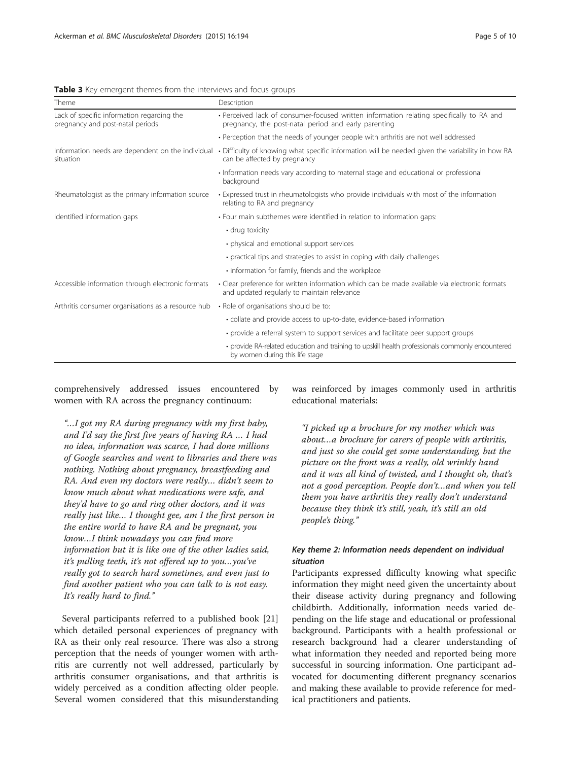**Table 3** Key emergent themes from the interviews and focus groups

| Theme | Description |
|---|---|
| Lack of specific information regarding the pregnancy and post-natal periods | • Perceived lack of consumer-focused written information relating specifically to RA and pregnancy, the post-natal period and early parenting |
| | • Perception that the needs of younger people with arthritis are not well addressed |
| Information needs are dependent on the individual situation | • Difficulty of knowing what specific information will be needed given the variability in how RA can be affected by pregnancy |
| | • Information needs vary according to maternal stage and educational or professional background |
| Rheumatologist as the primary information source | • Expressed trust in rheumatologists who provide individuals with most of the information relating to RA and pregnancy |
| Identified information gaps | • Four main subthemes were identified in relation to information gaps: |
| | • drug toxicity |
| | • physical and emotional support services |
| | • practical tips and strategies to assist in coping with daily challenges |
| | • information for family, friends and the workplace |
| Accessible information through electronic formats | • Clear preference for written information which can be made available via electronic formats and updated regularly to maintain relevance |
| Arthritis consumer organisations as a resource hub | • Role of organisations should be to: |
| | • collate and provide access to up-to-date, evidence-based information |
| | • provide a referral system to support services and facilitate peer support groups |
| | • provide RA-related education and training to upskill health professionals commonly encountered by women during this life stage |

comprehensively addressed issues encountered by women with RA across the pregnancy continuum:

> *"...I got my RA during pregnancy with my first baby, and I'd say the first five years of having RA ... I had no idea, information was scarce, I had done millions of Google searches and went to libraries and there was nothing. Nothing about pregnancy, breastfeeding and RA. And even my doctors were really... didn't seem to know much about what medications were safe, and they'd have to go and ring other doctors, and it was really just like... I thought gee, am I the first person in the entire world to have RA and be pregnant, you know...I think nowadays you can find more information but it is like one of the other ladies said, it's pulling teeth, it's not offered up to you...you've really got to search hard sometimes, and even just to find another patient who you can talk to is not easy. It's really hard to find."*

Several participants referred to a published book [21] which detailed personal experiences of pregnancy with RA as their only real resource. There was also a strong perception that the needs of younger women with arthritis are currently not well addressed, particularly by arthritis consumer organisations, and that arthritis is widely perceived as a condition affecting older people. Several women considered that this misunderstanding was reinforced by images commonly used in arthritis educational materials:

> *"I picked up a brochure for my mother which was about...a brochure for carers of people with arthritis, and just so she could get some understanding, but the picture on the front was a really, old wrinkly hand and it was all kind of twisted, and I thought oh, that's not a good perception. People don't...and when you tell them you have arthritis they really don't understand because they think it's still, yeah, it's still an old people's thing."*

### Key theme 2: Information needs dependent on individual situation

Participants expressed difficulty knowing what specific information they might need given the uncertainty about their disease activity during pregnancy and following childbirth. Additionally, information needs varied depending on the life stage and educational or professional background. Participants with a health professional or research background had a clearer understanding of what information they needed and reported being more successful in sourcing information. One participant advocated for documenting different pregnancy scenarios and making these available to provide reference for medical practitioners and patients.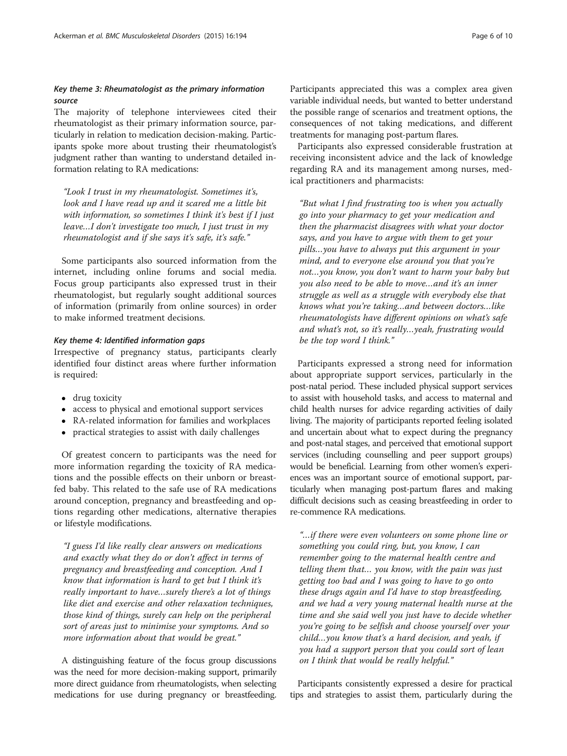#### *Key theme 3: Rheumatologist as the primary information source*

The majority of telephone interviewees cited their rheumatologist as their primary information source, particularly in relation to medication decision-making. Participants spoke more about trusting their rheumatologist's judgment rather than wanting to understand detailed information relating to RA medications:

> *"Look I trust in my rheumatologist. Sometimes it's, look and I have read up and it scared me a little bit with information, so sometimes I think it's best if I just leave…I don't investigate too much, I just trust in my rheumatologist and if she says it's safe, it's safe."*

Some participants also sourced information from the internet, including online forums and social media. Focus group participants also expressed trust in their rheumatologist, but regularly sought additional sources of information (primarily from online sources) in order to make informed treatment decisions.

#### *Key theme 4: Identified information gaps*

Irrespective of pregnancy status, participants clearly identified four distinct areas where further information is required:

- drug toxicity
- access to physical and emotional support services
- RA-related information for families and workplaces
- practical strategies to assist with daily challenges

Of greatest concern to participants was the need for more information regarding the toxicity of RA medications and the possible effects on their unborn or breastfed baby. This related to the safe use of RA medications around conception, pregnancy and breastfeeding and options regarding other medications, alternative therapies or lifestyle modifications.

> *"I guess I'd like really clear answers on medications and exactly what they do or don't affect in terms of pregnancy and breastfeeding and conception. And I know that information is hard to get but I think it's really important to have…surely there's a lot of things like diet and exercise and other relaxation techniques, those kind of things, surely can help on the peripheral sort of areas just to minimise your symptoms. And so more information about that would be great."*

A distinguishing feature of the focus group discussions was the need for more decision-making support, primarily more direct guidance from rheumatologists, when selecting medications for use during pregnancy or breastfeeding. Participants appreciated this was a complex area given variable individual needs, but wanted to better understand the possible range of scenarios and treatment options, the consequences of not taking medications, and different treatments for managing post-partum flares.

Participants also expressed considerable frustration at receiving inconsistent advice and the lack of knowledge regarding RA and its management among nurses, medical practitioners and pharmacists:

> *"But what I find frustrating too is when you actually go into your pharmacy to get your medication and then the pharmacist disagrees with what your doctor says, and you have to argue with them to get your pills…you have to always put this argument in your mind, and to everyone else around you that you're not…you know, you don't want to harm your baby but you also need to be able to move…and it's an inner struggle as well as a struggle with everybody else that knows what you're taking…and between doctors…like rheumatologists have different opinions on what's safe and what's not, so it's really…yeah, frustrating would be the top word I think."*

Participants expressed a strong need for information about appropriate support services, particularly in the post-natal period. These included physical support services to assist with household tasks, and access to maternal and child health nurses for advice regarding activities of daily living. The majority of participants reported feeling isolated and uncertain about what to expect during the pregnancy and post-natal stages, and perceived that emotional support services (including counselling and peer support groups) would be beneficial. Learning from other women's experiences was an important source of emotional support, particularly when managing post-partum flares and making difficult decisions such as ceasing breastfeeding in order to re-commence RA medications.

> *"…if there were even volunteers on some phone line or something you could ring, but, you know, I can remember going to the maternal health centre and telling them that… you know, with the pain was just getting too bad and I was going to have to go onto these drugs again and I'd have to stop breastfeeding, and we had a very young maternal health nurse at the time and she said well you just have to decide whether you're going to be selfish and choose yourself over your child…you know that's a hard decision, and yeah, if you had a support person that you could sort of lean on I think that would be really helpful."*

Participants consistently expressed a desire for practical tips and strategies to assist them, particularly during the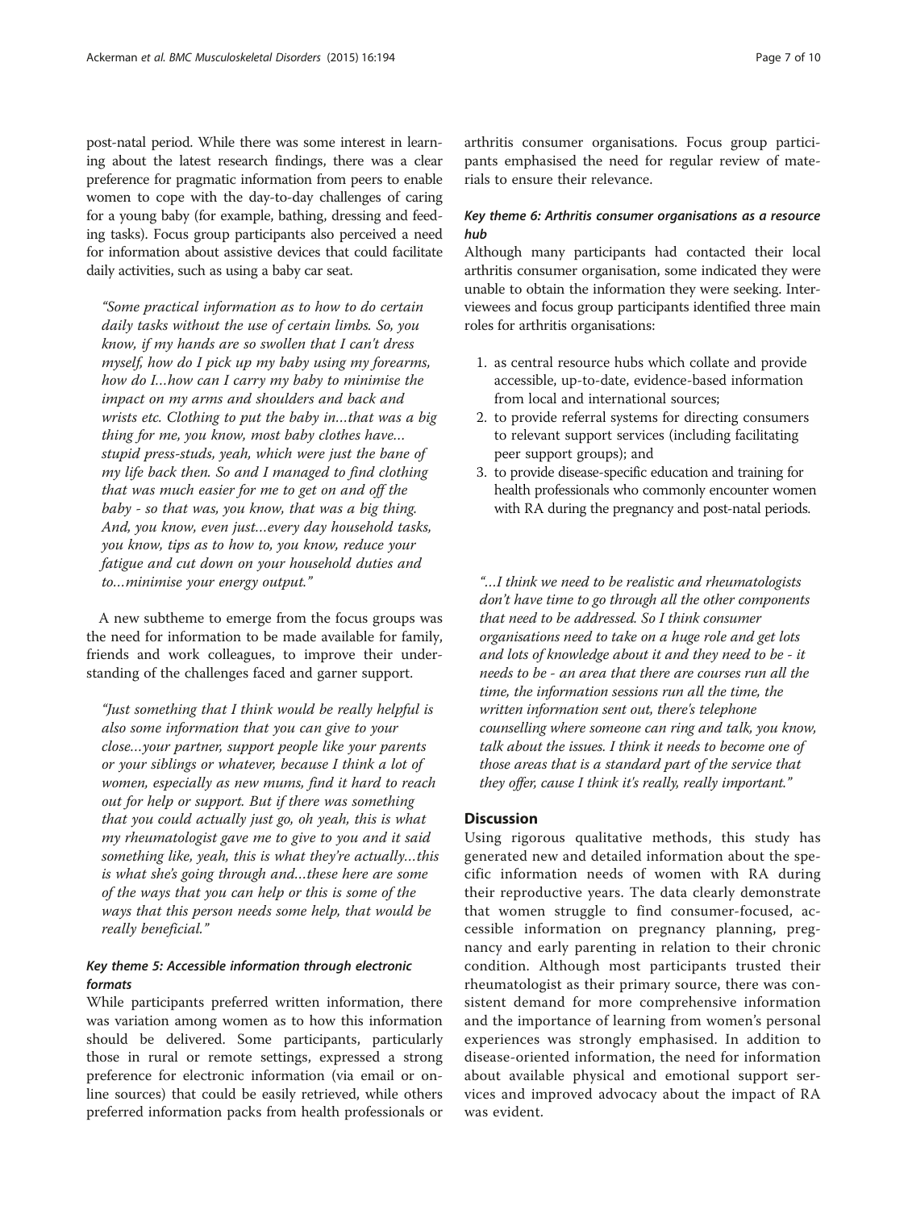post-natal period. While there was some interest in learning about the latest research findings, there was a clear preference for pragmatic information from peers to enable women to cope with the day-to-day challenges of caring for a young baby (for example, bathing, dressing and feeding tasks). Focus group participants also perceived a need for information about assistive devices that could facilitate daily activities, such as using a baby car seat.

> *"Some practical information as to how to do certain daily tasks without the use of certain limbs. So, you know, if my hands are so swollen that I can't dress myself, how do I pick up my baby using my forearms, how do I…how can I carry my baby to minimise the impact on my arms and shoulders and back and wrists etc. Clothing to put the baby in…that was a big thing for me, you know, most baby clothes have… stupid press-studs, yeah, which were just the bane of my life back then. So and I managed to find clothing that was much easier for me to get on and off the baby - so that was, you know, that was a big thing. And, you know, even just…every day household tasks, you know, tips as to how to, you know, reduce your fatigue and cut down on your household duties and to…minimise your energy output."*

A new subtheme to emerge from the focus groups was the need for information to be made available for family, friends and work colleagues, to improve their understanding of the challenges faced and garner support.

> *"Just something that I think would be really helpful is also some information that you can give to your close…your partner, support people like your parents or your siblings or whatever, because I think a lot of women, especially as new mums, find it hard to reach out for help or support. But if there was something that you could actually just go, oh yeah, this is what my rheumatologist gave me to give to you and it said something like, yeah, this is what they're actually…this is what she's going through and…these here are some of the ways that you can help or this is some of the ways that this person needs some help, that would be really beneficial."*

#### Key theme 5: Accessible information through electronic formats

While participants preferred written information, there was variation among women as to how this information should be delivered. Some participants, particularly those in rural or remote settings, expressed a strong preference for electronic information (via email or online sources) that could be easily retrieved, while others preferred information packs from health professionals or arthritis consumer organisations. Focus group participants emphasised the need for regular review of materials to ensure their relevance.

#### Key theme 6: Arthritis consumer organisations as a resource hub

Although many participants had contacted their local arthritis consumer organisation, some indicated they were unable to obtain the information they were seeking. Interviewees and focus group participants identified three main roles for arthritis organisations:

1. as central resource hubs which collate and provide accessible, up-to-date, evidence-based information from local and international sources;
2. to provide referral systems for directing consumers to relevant support services (including facilitating peer support groups); and
3. to provide disease-specific education and training for health professionals who commonly encounter women with RA during the pregnancy and post-natal periods.

> *"…I think we need to be realistic and rheumatologists don't have time to go through all the other components that need to be addressed. So I think consumer organisations need to take on a huge role and get lots and lots of knowledge about it and they need to be - it needs to be - an area that there are courses run all the time, the information sessions run all the time, the written information sent out, there's telephone counselling where someone can ring and talk, you know, talk about the issues. I think it needs to become one of those areas that is a standard part of the service that they offer, cause I think it's really, really important."*

## Discussion

Using rigorous qualitative methods, this study has generated new and detailed information about the specific information needs of women with RA during their reproductive years. The data clearly demonstrate that women struggle to find consumer-focused, accessible information on pregnancy planning, pregnancy and early parenting in relation to their chronic condition. Although most participants trusted their rheumatologist as their primary source, there was consistent demand for more comprehensive information and the importance of learning from women's personal experiences was strongly emphasised. In addition to disease-oriented information, the need for information about available physical and emotional support services and improved advocacy about the impact of RA was evident.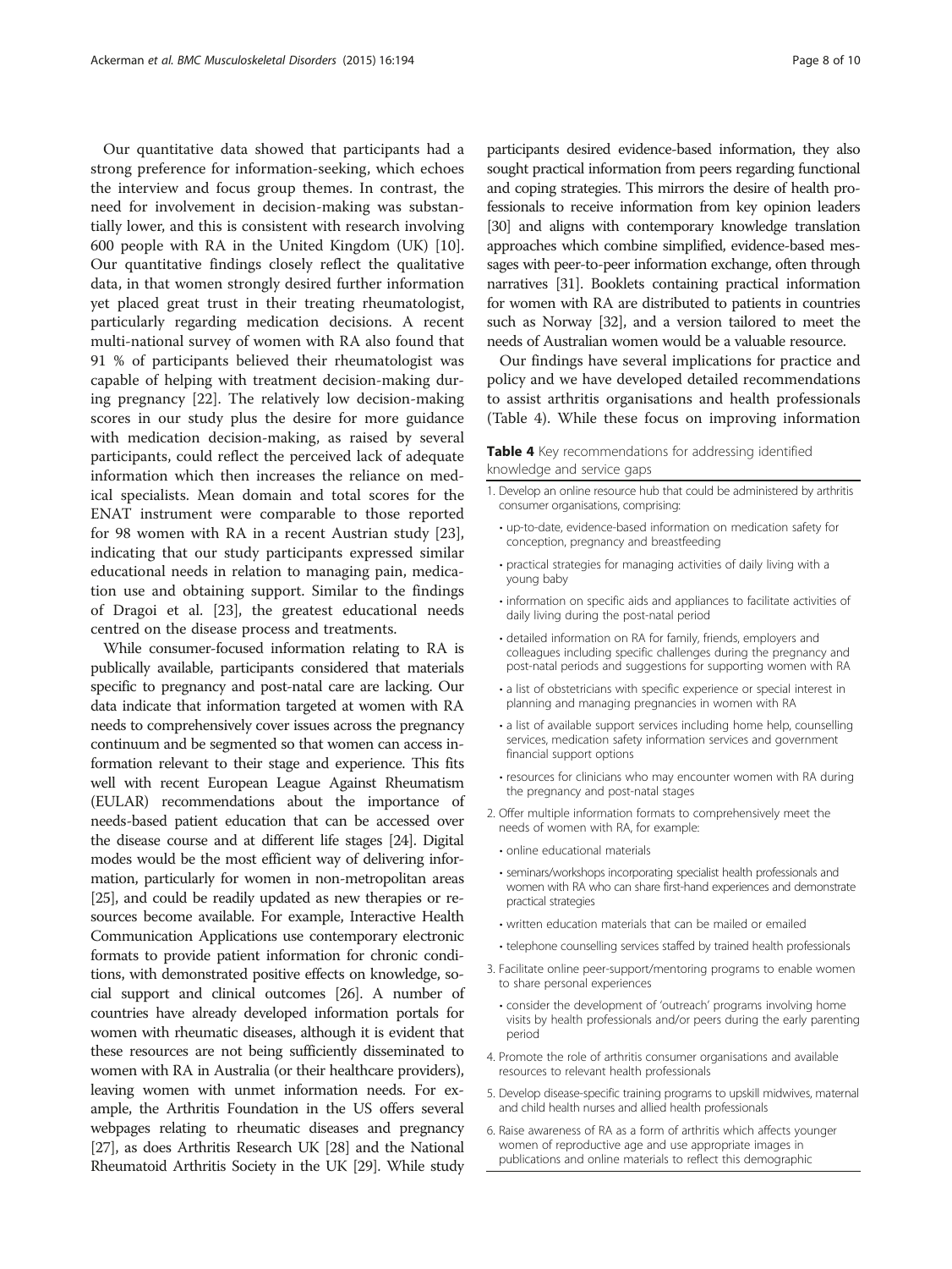Our quantitative data showed that participants had a strong preference for information-seeking, which echoes the interview and focus group themes. In contrast, the need for involvement in decision-making was substantially lower, and this is consistent with research involving 600 people with RA in the United Kingdom (UK) [10]. Our quantitative findings closely reflect the qualitative data, in that women strongly desired further information yet placed great trust in their treating rheumatologist, particularly regarding medication decisions. A recent multi-national survey of women with RA also found that 91 % of participants believed their rheumatologist was capable of helping with treatment decision-making during pregnancy [22]. The relatively low decision-making scores in our study plus the desire for more guidance with medication decision-making, as raised by several participants, could reflect the perceived lack of adequate information which then increases the reliance on medical specialists. Mean domain and total scores for the ENAT instrument were comparable to those reported for 98 women with RA in a recent Austrian study [23], indicating that our study participants expressed similar educational needs in relation to managing pain, medication use and obtaining support. Similar to the findings of Dragoi et al. [23], the greatest educational needs centred on the disease process and treatments.

While consumer-focused information relating to RA is publically available, participants considered that materials specific to pregnancy and post-natal care are lacking. Our data indicate that information targeted at women with RA needs to comprehensively cover issues across the pregnancy continuum and be segmented so that women can access information relevant to their stage and experience. This fits well with recent European League Against Rheumatism (EULAR) recommendations about the importance of needs-based patient education that can be accessed over the disease course and at different life stages [24]. Digital modes would be the most efficient way of delivering information, particularly for women in non-metropolitan areas [25], and could be readily updated as new therapies or resources become available. For example, Interactive Health Communication Applications use contemporary electronic formats to provide patient information for chronic conditions, with demonstrated positive effects on knowledge, social support and clinical outcomes [26]. A number of countries have already developed information portals for women with rheumatic diseases, although it is evident that these resources are not being sufficiently disseminated to women with RA in Australia (or their healthcare providers), leaving women with unmet information needs. For example, the Arthritis Foundation in the US offers several webpages relating to rheumatic diseases and pregnancy [27], as does Arthritis Research UK [28] and the National Rheumatoid Arthritis Society in the UK [29]. While study participants desired evidence-based information, they also sought practical information from peers regarding functional and coping strategies. This mirrors the desire of health professionals to receive information from key opinion leaders [30] and aligns with contemporary knowledge translation approaches which combine simplified, evidence-based messages with peer-to-peer information exchange, often through narratives [31]. Booklets containing practical information for women with RA are distributed to patients in countries such as Norway [32], and a version tailored to meet the needs of Australian women would be a valuable resource.

Our findings have several implications for practice and policy and we have developed detailed recommendations to assist arthritis organisations and health professionals (Table 4). While these focus on improving information

**Table 4** Key recommendations for addressing identified knowledge and service gaps

1. Develop an online resource hub that could be administered by arthritis consumer organisations, comprising:
   - up-to-date, evidence-based information on medication safety for conception, pregnancy and breastfeeding
   - practical strategies for managing activities of daily living with a young baby
   - information on specific aids and appliances to facilitate activities of daily living during the post-natal period
   - detailed information on RA for family, friends, employers and colleagues including specific challenges during the pregnancy and post-natal periods and suggestions for supporting women with RA
   - a list of obstetricians with specific experience or special interest in planning and managing pregnancies in women with RA
   - a list of available support services including home help, counselling services, medication safety information services and government financial support options
   - resources for clinicians who may encounter women with RA during the pregnancy and post-natal stages
2. Offer multiple information formats to comprehensively meet the needs of women with RA, for example:
   - online educational materials
   - seminars/workshops incorporating specialist health professionals and women with RA who can share first-hand experiences and demonstrate practical strategies
   - written education materials that can be mailed or emailed
   - telephone counselling services staffed by trained health professionals
3. Facilitate online peer-support/mentoring programs to enable women to share personal experiences
   - consider the development of 'outreach' programs involving home visits by health professionals and/or peers during the early parenting period
4. Promote the role of arthritis consumer organisations and available resources to relevant health professionals
5. Develop disease-specific training programs to upskill midwives, maternal and child health nurses and allied health professionals
6. Raise awareness of RA as a form of arthritis which affects younger women of reproductive age and use appropriate images in publications and online materials to reflect this demographic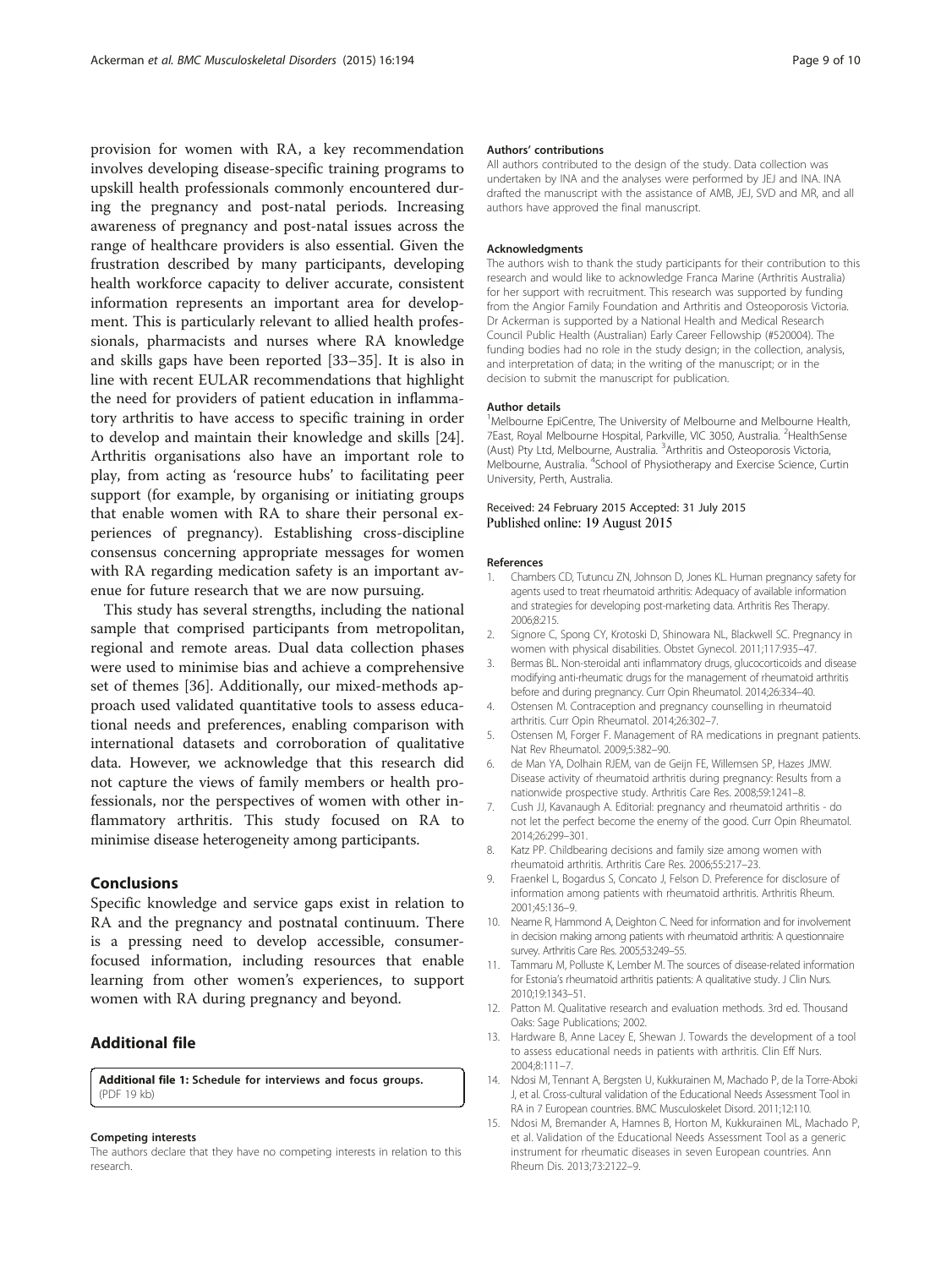provision for women with RA, a key recommendation involves developing disease-specific training programs to upskill health professionals commonly encountered during the pregnancy and post-natal periods. Increasing awareness of pregnancy and post-natal issues across the range of healthcare providers is also essential. Given the frustration described by many participants, developing health workforce capacity to deliver accurate, consistent information represents an important area for development. This is particularly relevant to allied health professionals, pharmacists and nurses where RA knowledge and skills gaps have been reported [33–35]. It is also in line with recent EULAR recommendations that highlight the need for providers of patient education in inflammatory arthritis to have access to specific training in order to develop and maintain their knowledge and skills [24]. Arthritis organisations also have an important role to play, from acting as 'resource hubs' to facilitating peer support (for example, by organising or initiating groups that enable women with RA to share their personal experiences of pregnancy). Establishing cross-discipline consensus concerning appropriate messages for women with RA regarding medication safety is an important avenue for future research that we are now pursuing.

This study has several strengths, including the national sample that comprised participants from metropolitan, regional and remote areas. Dual data collection phases were used to minimise bias and achieve a comprehensive set of themes [36]. Additionally, our mixed-methods approach used validated quantitative tools to assess educational needs and preferences, enabling comparison with international datasets and corroboration of qualitative data. However, we acknowledge that this research did not capture the views of family members or health professionals, nor the perspectives of women with other inflammatory arthritis. This study focused on RA to minimise disease heterogeneity among participants.

## Conclusions

Specific knowledge and service gaps exist in relation to RA and the pregnancy and postnatal continuum. There is a pressing need to develop accessible, consumer-focused information, including resources that enable learning from other women's experiences, to support women with RA during pregnancy and beyond.

## Additional file

**Additional file 1: Schedule for interviews and focus groups.** (PDF 19 kb)

#### Competing interests

The authors declare that they have no competing interests in relation to this research.

#### Authors' contributions

All authors contributed to the design of the study. Data collection was undertaken by INA and the analyses were performed by JEJ and INA. INA drafted the manuscript with the assistance of AMB, JEJ, SVD and MR, and all authors have approved the final manuscript.

#### Acknowledgments

The authors wish to thank the study participants for their contribution to this research and would like to acknowledge Franca Marine (Arthritis Australia) for her support with recruitment. This research was supported by funding from the Angior Family Foundation and Arthritis and Osteoporosis Victoria. Dr Ackerman is supported by a National Health and Medical Research Council Public Health (Australian) Early Career Fellowship (#520004). The funding bodies had no role in the study design; in the collection, analysis, and interpretation of data; in the writing of the manuscript; or in the decision to submit the manuscript for publication.

#### Author details

[1]Melbourne EpiCentre, The University of Melbourne and Melbourne Health, 7East, Royal Melbourne Hospital, Parkville, VIC 3050, Australia. [2]HealthSense (Aust) Pty Ltd, Melbourne, Australia. [3]Arthritis and Osteoporosis Victoria, Melbourne, Australia. [4]School of Physiotherapy and Exercise Science, Curtin University, Perth, Australia.

Received: 24 February 2015 Accepted: 31 July 2015
Published online: 19 August 2015

#### References

1. Chambers CD, Tutuncu ZN, Johnson D, Jones KL. Human pregnancy safety for agents used to treat rheumatoid arthritis: Adequacy of available information and strategies for developing post-marketing data. Arthritis Res Therapy. 2006;8:215.
2. Signore C, Spong CY, Krotoski D, Shinowara NL, Blackwell SC. Pregnancy in women with physical disabilities. Obstet Gynecol. 2011;117:935–47.
3. Bermas BL. Non-steroidal anti inflammatory drugs, glucocorticoids and disease modifying anti-rheumatic drugs for the management of rheumatoid arthritis before and during pregnancy. Curr Opin Rheumatol. 2014;26:334–40.
4. Ostensen M. Contraception and pregnancy counselling in rheumatoid arthritis. Curr Opin Rheumatol. 2014;26:302–7.
5. Ostensen M, Forger F. Management of RA medications in pregnant patients. Nat Rev Rheumatol. 2009;5:382–90.
6. de Man YA, Dolhain RJEM, van de Geijn FE, Willemsen SP, Hazes JMW. Disease activity of rheumatoid arthritis during pregnancy: Results from a nationwide prospective study. Arthritis Care Res. 2008;59:1241–8.
7. Cush JJ, Kavanaugh A. Editorial: pregnancy and rheumatoid arthritis - do not let the perfect become the enemy of the good. Curr Opin Rheumatol. 2014;26:299–301.
8. Katz PP. Childbearing decisions and family size among women with rheumatoid arthritis. Arthritis Care Res. 2006;55:217–23.
9. Fraenkel L, Bogardus S, Concato J, Felson D. Preference for disclosure of information among patients with rheumatoid arthritis. Arthritis Rheum. 2001;45:136–9.
10. Neame R, Hammond A, Deighton C. Need for information and for involvement in decision making among patients with rheumatoid arthritis: A questionnaire survey. Arthritis Care Res. 2005;53:249–55.
11. Tammaru M, Polluste K, Lember M. The sources of disease-related information for Estonia's rheumatoid arthritis patients: A qualitative study. J Clin Nurs. 2010;19:1343–51.
12. Patton M. Qualitative research and evaluation methods. 3rd ed. Thousand Oaks: Sage Publications; 2002.
13. Hardware B, Anne Lacey E, Shewan J. Towards the development of a tool to assess educational needs in patients with arthritis. Clin Eff Nurs. 2004;8:111–7.
14. Ndosi M, Tennant A, Bergsten U, Kukkurainen M, Machado P, de la Torre-Aboki J, et al. Cross-cultural validation of the Educational Needs Assessment Tool in RA in 7 European countries. BMC Musculoskelet Disord. 2011;12:110.
15. Ndosi M, Bremander A, Hamnes B, Horton M, Kukkurainen ML, Machado P, et al. Validation of the Educational Needs Assessment Tool as a generic instrument for rheumatic diseases in seven European countries. Ann Rheum Dis. 2013;73:2122–9.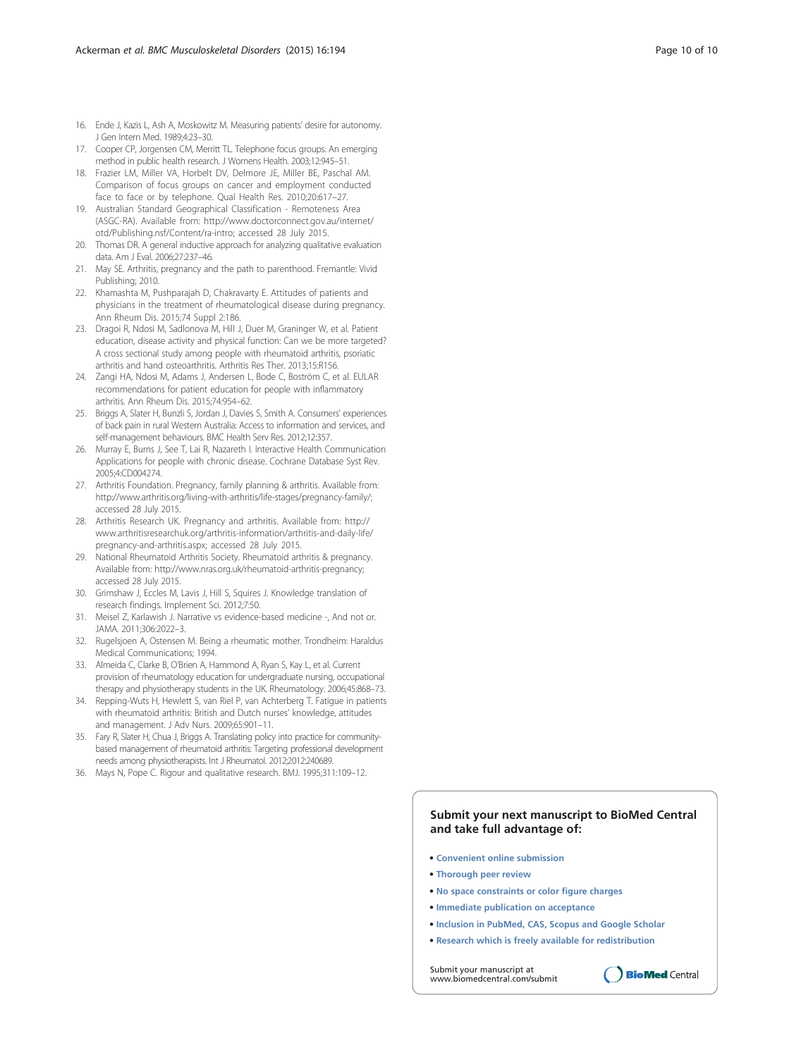16. Ende J, Kazis L, Ash A, Moskowitz M. Measuring patients' desire for autonomy. J Gen Intern Med. 1989;4:23–30.
17. Cooper CP, Jorgensen CM, Merritt TL. Telephone focus groups: An emerging method in public health research. J Womens Health. 2003;12:945–51.
18. Frazier LM, Miller VA, Horbelt DV, Delmore JE, Miller BE, Paschal AM. Comparison of focus groups on cancer and employment conducted face to face or by telephone. Qual Health Res. 2010;20:617–27.
19. Australian Standard Geographical Classification - Remoteness Area (ASGC-RA). Available from: http://www.doctorconnect.gov.au/internet/otd/Publishing.nsf/Content/ra-intro; accessed 28 July 2015.
20. Thomas DR. A general inductive approach for analyzing qualitative evaluation data. Am J Eval. 2006;27:237–46.
21. May SE. Arthritis, pregnancy and the path to parenthood. Fremantle: Vivid Publishing; 2010.
22. Khamashta M, Pushparajah D, Chakravarty E. Attitudes of patients and physicians in the treatment of rheumatological disease during pregnancy. Ann Rheum Dis. 2015;74 Suppl 2:186.
23. Dragoi R, Ndosi M, Sadlonova M, Hill J, Duer M, Graninger W, et al. Patient education, disease activity and physical function: Can we be more targeted? A cross sectional study among people with rheumatoid arthritis, psoriatic arthritis and hand osteoarthritis. Arthritis Res Ther. 2013;15:R156.
24. Zangi HA, Ndosi M, Adams J, Andersen L, Bode C, Boström C, et al. EULAR recommendations for patient education for people with inflammatory arthritis. Ann Rheum Dis. 2015;74:954–62.
25. Briggs A, Slater H, Bunzli S, Jordan J, Davies S, Smith A. Consumers' experiences of back pain in rural Western Australia: Access to information and services, and self-management behaviours. BMC Health Serv Res. 2012;12:357.
26. Murray E, Burns J, See T, Lai R, Nazareth I. Interactive Health Communication Applications for people with chronic disease. Cochrane Database Syst Rev. 2005;4:CD004274.
27. Arthritis Foundation. Pregnancy, family planning & arthritis. Available from: http://www.arthritis.org/living-with-arthritis/life-stages/pregnancy-family/; accessed 28 July 2015.
28. Arthritis Research UK. Pregnancy and arthritis. Available from: http://www.arthritisresearchuk.org/arthritis-information/arthritis-and-daily-life/pregnancy-and-arthritis.aspx; accessed 28 July 2015.
29. National Rheumatoid Arthritis Society. Rheumatoid arthritis & pregnancy. Available from: http://www.nras.org.uk/rheumatoid-arthritis-pregnancy; accessed 28 July 2015.
30. Grimshaw J, Eccles M, Lavis J, Hill S, Squires J. Knowledge translation of research findings. Implement Sci. 2012;7:50.
31. Meisel Z, Karlawish J. Narrative vs evidence-based medicine -, And not or. JAMA. 2011;306:2022–3.
32. Rugelsjoen A, Ostensen M. Being a rheumatic mother. Trondheim: Haraldus Medical Communications; 1994.
33. Almeida C, Clarke B, O'Brien A, Hammond A, Ryan S, Kay L, et al. Current provision of rheumatology education for undergraduate nursing, occupational therapy and physiotherapy students in the UK. Rheumatology. 2006;45:868–73.
34. Repping-Wuts H, Hewlett S, van Riel P, van Achterberg T. Fatigue in patients with rheumatoid arthritis: British and Dutch nurses' knowledge, attitudes and management. J Adv Nurs. 2009;65:901–11.
35. Fary R, Slater H, Chua J, Briggs A. Translating policy into practice for community-based management of rheumatoid arthritis: Targeting professional development needs among physiotherapists. Int J Rheumatol. 2012;2012:240689.
36. Mays N, Pope C. Rigour and qualitative research. BMJ. 1995;311:109–12.

**Submit your next manuscript to BioMed Central and take full advantage of:**

- **Convenient online submission**
- **Thorough peer review**
- **No space constraints or color figure charges**
- **Immediate publication on acceptance**
- **Inclusion in PubMed, CAS, Scopus and Google Scholar**
- **Research which is freely available for redistribution**

Submit your manuscript at www.biomedcentral.com/submit

BioMed Central